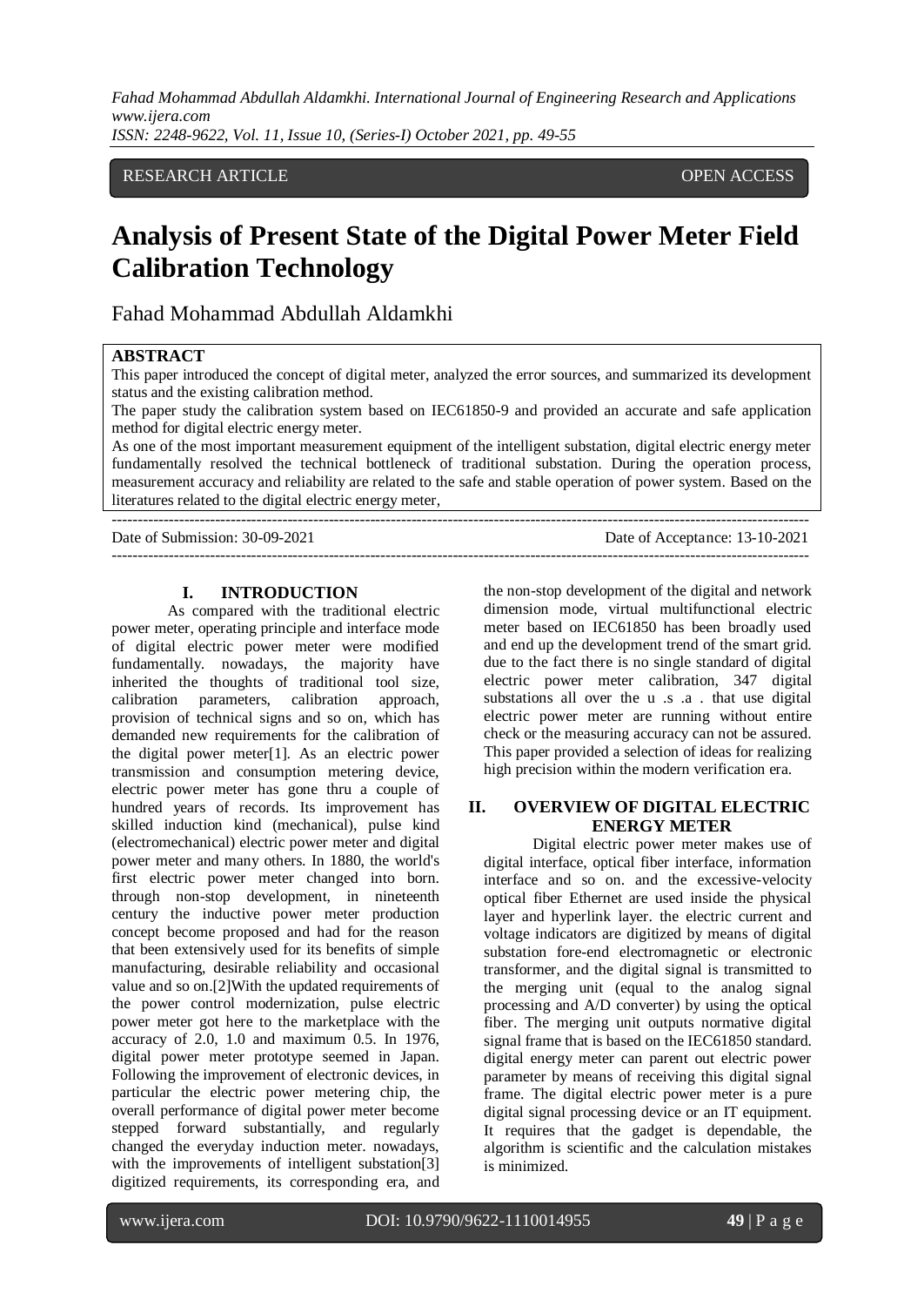RESEARCH ARTICLE OPEN ACCESS

# Analysis of Present State of the Digital Power Meter Field Calibration Technology

Fahad Mohammad Abdullah Aldamkhi

## ABSTRACT

This paper introduced the concept of digital meter, analyzed the error sources, and summarized its development status and the existing calibration method.

The paper study the calibration system based on IEC61850-9 and provided an accurate and safe application method for digital electric energy meter.

As one of the most important measurement equipment of the intelligent substation, digital electric energy meter fundamentally resolved the technical bottleneck of traditional substation. During the operation process, measurement accuracy and reliability are related to the safe and stable operation of power system. Based on the literatures related to the digital electric energy meter,

Date of Submission: 30-09-2021 Date of Acceptance: 13-10-2021

## I. INTRODUCTION

As compared with the traditional electric power meter, operating principle and interface mode of digital electric power meter were modified fundamentally. nowadays, the majority have inherited the thoughts of traditional tool size, calibration parameters, calibration approach, provision of technical signs and so on, which has demanded new requirements for the calibration of the digital power meter[1]. As an electric power transmission and consumption metering device, electric power meter has gone thru a couple of hundred years of records. Its improvement has skilled induction kind (mechanical), pulse kind (electromechanical) electric power meter and digital power meter and many others. In 1880, the world's first electric power meter changed into born. through non-stop development, in nineteenth century the inductive power meter production concept become proposed and had for the reason that been extensively used for its benefits of simple manufacturing, desirable reliability and occasional value and so on.[2]With the updated requirements of the power control modernization, pulse electric power meter got here to the marketplace with the accuracy of 2.0, 1.0 and maximum 0.5. In 1976, digital power meter prototype seemed in Japan. Following the improvement of electronic devices, in particular the electric power metering chip, the overall performance of digital power meter become stepped forward substantially, and regularly changed the everyday induction meter. nowadays, with the improvements of intelligent substation[3] digitized requirements, its corresponding era, and the non-stop development of the digital and network dimension mode, virtual multifunctional electric meter based on IEC61850 has been broadly used and end up the development trend of the smart grid. due to the fact there is no single standard of digital electric power meter calibration, 347 digital substations all over the u .s .a . that use digital electric power meter are running without entire check or the measuring accuracy can not be assured. This paper provided a selection of ideas for realizing high precision within the modern verification era.

## II. OVERVIEW OF DIGITAL ELECTRIC ENERGY METER

Digital electric power meter makes use of digital interface, optical fiber interface, information interface and so on. and the excessive-velocity optical fiber Ethernet are used inside the physical layer and hyperlink layer. the electric current and voltage indicators are digitized by means of digital substation fore-end electromagnetic or electronic transformer, and the digital signal is transmitted to the merging unit (equal to the analog signal processing and A/D converter) by using the optical fiber. The merging unit outputs normative digital signal frame that is based on the IEC61850 standard. digital energy meter can parent out electric power parameter by means of receiving this digital signal frame. The digital electric power meter is a pure digital signal processing device or an IT equipment. It requires that the gadget is dependable, the algorithm is scientific and the calculation mistakes is minimized.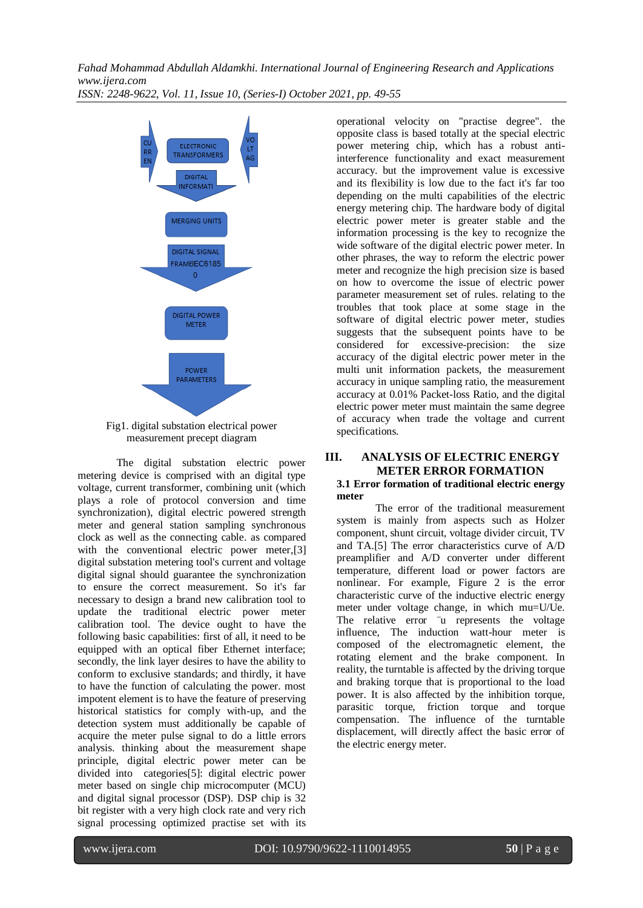Fig1. digital substation electrical power measurement precept diagram

The digital substation electric power metering device is comprised with an digital type voltage, current transformer, combining unit (which plays a role of protocol conversion and time synchronization), digital electric powered strength meter and general station sampling synchronous clock as well as the connecting cable. as compared with the conventional electric power meter,[3] digital substation metering tool's current and voltage digital signal should guarantee the synchronization to ensure the correct measurement. So it's far necessary to design a brand new calibration tool to update the traditional electric power meter calibration tool. The device ought to have the following basic capabilities: first of all, it need to be equipped with an optical fiber Ethernet interface; secondly, the link layer desires to have the ability to conform to exclusive standards; and thirdly, it have to have the function of calculating the power. most impotent element is to have the feature of preserving historical statistics for comply with-up, and the detection system must additionally be capable of acquire the meter pulse signal to do a little errors analysis. thinking about the measurement shape principle, digital electric power meter can be divided into categories[5]: digital electric power meter based on single chip microcomputer (MCU) and digital signal processor (DSP). DSP chip is 32 bit register with a very high clock rate and very rich signal processing optimized practise set with its operational velocity on "practise degree". the opposite class is based totally at the special electric power metering chip, which has a robust anti-interference functionality and exact measurement accuracy. but the improvement value is excessive and its flexibility is low due to the fact it's far too depending on the multi capabilities of the electric energy metering chip. The hardware body of digital electric power meter is greater stable and the information processing is the key to recognize the wide software of the digital electric power meter. In other phrases, the way to reform the electric power meter and recognize the high precision size is based on how to overcome the issue of electric power parameter measurement set of rules. relating to the troubles that took place at some stage in the software of digital electric power meter, studies suggests that the subsequent points have to be considered for excessive-precision: the size accuracy of the digital electric power meter in the multi unit information packets, the measurement accuracy in unique sampling ratio, the measurement accuracy at 0.01% Packet-loss Ratio, and the digital electric power meter must maintain the same degree of accuracy when trade the voltage and current specifications.

## III. ANALYSIS OF ELECTRIC ENERGY METER ERROR FORMATION

### 3.1 Error formation of traditional electric energy meter

The error of the traditional measurement system is mainly from aspects such as Holzer component, shunt circuit, voltage divider circuit, TV and TA.[5] The error characteristics curve of A/D preamplifier and A/D converter under different temperature, different load or power factors are nonlinear. For example, Figure 2 is the error characteristic curve of the inductive electric energy meter under voltage change, in which mu=U/Ue. The relative error ¨u represents the voltage influence, The induction watt-hour meter is composed of the electromagnetic element, the rotating element and the brake component. In reality, the turntable is affected by the driving torque and braking torque that is proportional to the load power. It is also affected by the inhibition torque, parasitic torque, friction torque and torque compensation. The influence of the turntable displacement, will directly affect the basic error of the electric energy meter.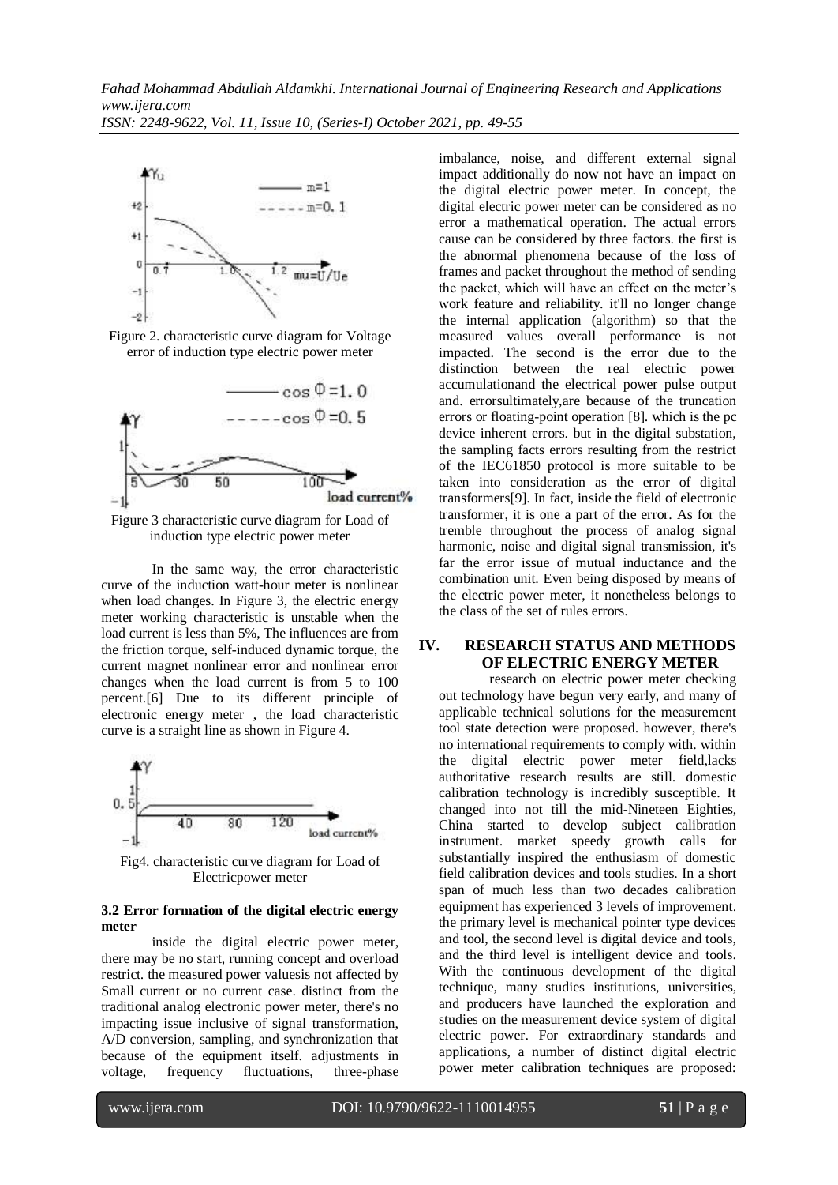Figure 2. characteristic curve diagram for Voltage error of induction type electric power meter

Figure 3 characteristic curve diagram for Load of induction type electric power meter

In the same way, the error characteristic curve of the induction watt-hour meter is nonlinear when load changes. In Figure 3, the electric energy meter working characteristic is unstable when the load current is less than 5%, The influences are from the friction torque, self-induced dynamic torque, the current magnet nonlinear error and nonlinear error changes when the load current is from 5 to 100 percent.[6] Due to its different principle of electronic energy meter , the load characteristic curve is a straight line as shown in Figure 4.

Fig4. characteristic curve diagram for Load of Electricpower meter

### 3.2 Error formation of the digital electric energy meter

inside the digital electric power meter, there may be no start, running concept and overload restrict. the measured power valuesis not affected by Small current or no current case. distinct from the traditional analog electronic power meter, there's no impacting issue inclusive of signal transformation, A/D conversion, sampling, and synchronization that because of the equipment itself. adjustments in voltage, frequency fluctuations, three-phase imbalance, noise, and different external signal impact additionally do now not have an impact on the digital electric power meter. In concept, the digital electric power meter can be considered as no error a mathematical operation. The actual errors cause can be considered by three factors. the first is the abnormal phenomena because of the loss of frames and packet throughout the method of sending the packet, which will have an effect on the meter's work feature and reliability. it'll no longer change the internal application (algorithm) so that the measured values overall performance is not impacted. The second is the error due to the distinction between the real electric power accumulationand the electrical power pulse output and. errorsultimately,are because of the truncation errors or floating-point operation [8]. which is the pc device inherent errors. but in the digital substation, the sampling facts errors resulting from the restrict of the IEC61850 protocol is more suitable to be taken into consideration as the error of digital transformers[9]. In fact, inside the field of electronic transformer, it is one a part of the error. As for the tremble throughout the process of analog signal harmonic, noise and digital signal transmission, it's far the error issue of mutual inductance and the combination unit. Even being disposed by means of the electric power meter, it nonetheless belongs to the class of the set of rules errors.

## IV. RESEARCH STATUS AND METHODS OF ELECTRIC ENERGY METER

research on electric power meter checking out technology have begun very early, and many of applicable technical solutions for the measurement tool state detection were proposed. however, there's no international requirements to comply with. within the digital electric power meter field,lacks authoritative research results are still. domestic calibration technology is incredibly susceptible. It changed into not till the mid-Nineteen Eighties, China started to develop subject calibration instrument. market speedy growth calls for substantially inspired the enthusiasm of domestic field calibration devices and tools studies. In a short span of much less than two decades calibration equipment has experienced 3 levels of improvement. the primary level is mechanical pointer type devices and tool, the second level is digital device and tools, and the third level is intelligent device and tools. With the continuous development of the digital technique, many studies institutions, universities, and producers have launched the exploration and studies on the measurement device system of digital electric power. For extraordinary standards and applications, a number of distinct digital electric power meter calibration techniques are proposed: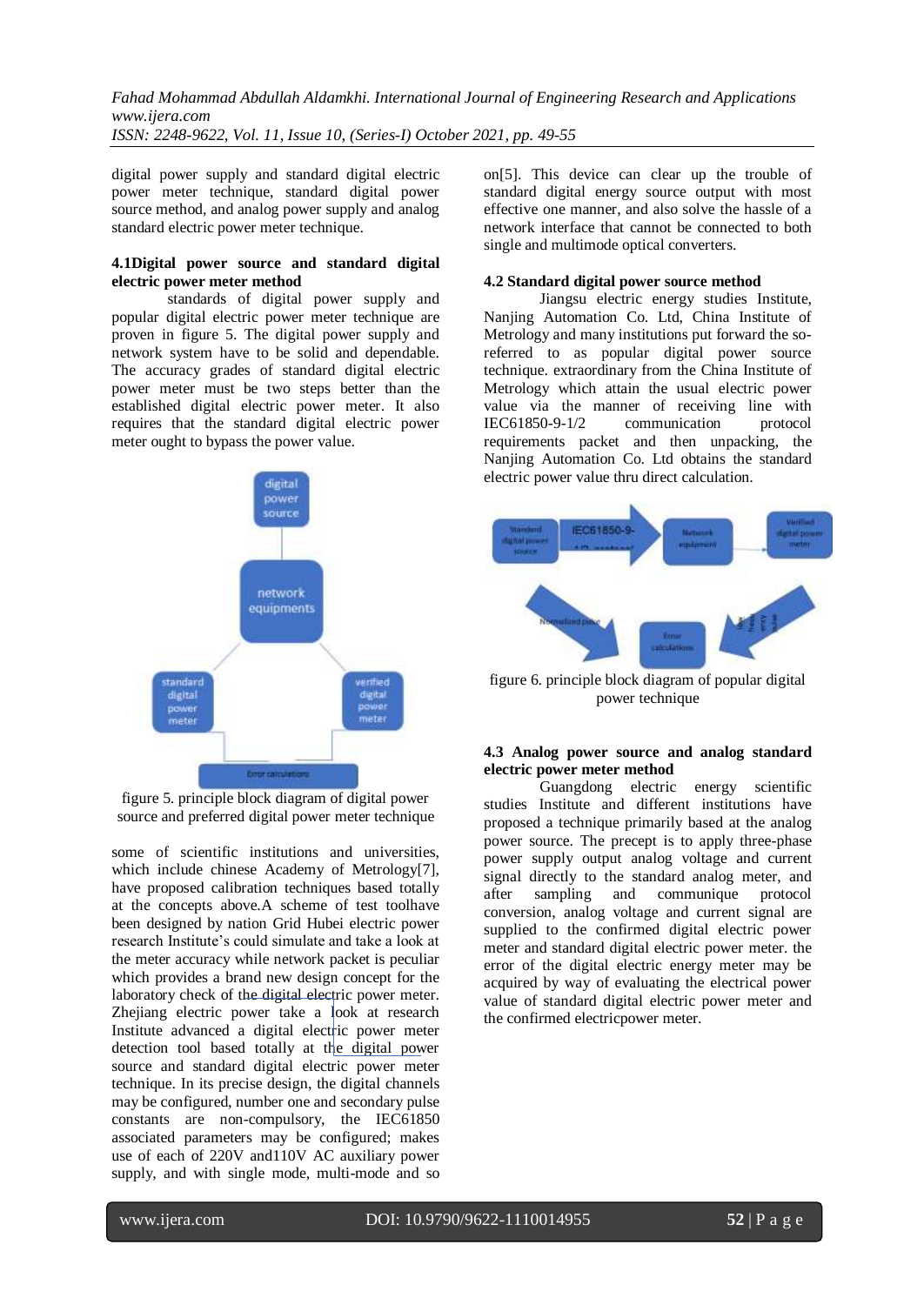digital power supply and standard digital electric power meter technique, standard digital power source method, and analog power supply and analog standard electric power meter technique.

### 4.1Digital power source and standard digital electric power meter method

standards of digital power supply and popular digital electric power meter technique are proven in figure 5. The digital power supply and network system have to be solid and dependable. The accuracy grades of standard digital electric power meter must be two steps better than the established digital electric power meter. It also requires that the standard digital electric power meter ought to bypass the power value.

figure 5. principle block diagram of digital power source and preferred digital power meter technique

some of scientific institutions and universities, which include chinese Academy of Metrology[7], have proposed calibration techniques based totally at the concepts above.A scheme of test toolhave been designed by nation Grid Hubei electric power research Institute's could simulate and take a look at the meter accuracy while network packet is peculiar which provides a brand new design concept for the laboratory check of the digital electric power meter. Zhejiang electric power take a look at research Institute advanced a digital electric power meter detection tool based totally at the digital power source and standard digital electric power meter technique. In its precise design, the digital channels may be configured, number one and secondary pulse constants are non-compulsory, the IEC61850 associated parameters may be configured; makes use of each of 220V and110V AC auxiliary power supply, and with single mode, multi-mode and so on[5]. This device can clear up the trouble of standard digital energy source output with most effective one manner, and also solve the hassle of a network interface that cannot be connected to both single and multimode optical converters.

### 4.2 Standard digital power source method

Jiangsu electric energy studies Institute, Nanjing Automation Co. Ltd, China Institute of Metrology and many institutions put forward the so-referred to as popular digital power source technique. extraordinary from the China Institute of Metrology which attain the usual electric power value via the manner of receiving line with IEC61850-9-1/2 communication protocol requirements packet and then unpacking, the Nanjing Automation Co. Ltd obtains the standard electric power value thru direct calculation.

figure 6. principle block diagram of popular digital power technique

### 4.3 Analog power source and analog standard electric power meter method

Guangdong electric energy scientific studies Institute and different institutions have proposed a technique primarily based at the analog power source. The precept is to apply three-phase power supply output analog voltage and current signal directly to the standard analog meter, and after sampling and communique protocol conversion, analog voltage and current signal are supplied to the confirmed digital electric power meter and standard digital electric power meter. the error of the digital electric energy meter may be acquired by way of evaluating the electrical power value of standard digital electric power meter and the confirmed electricpower meter.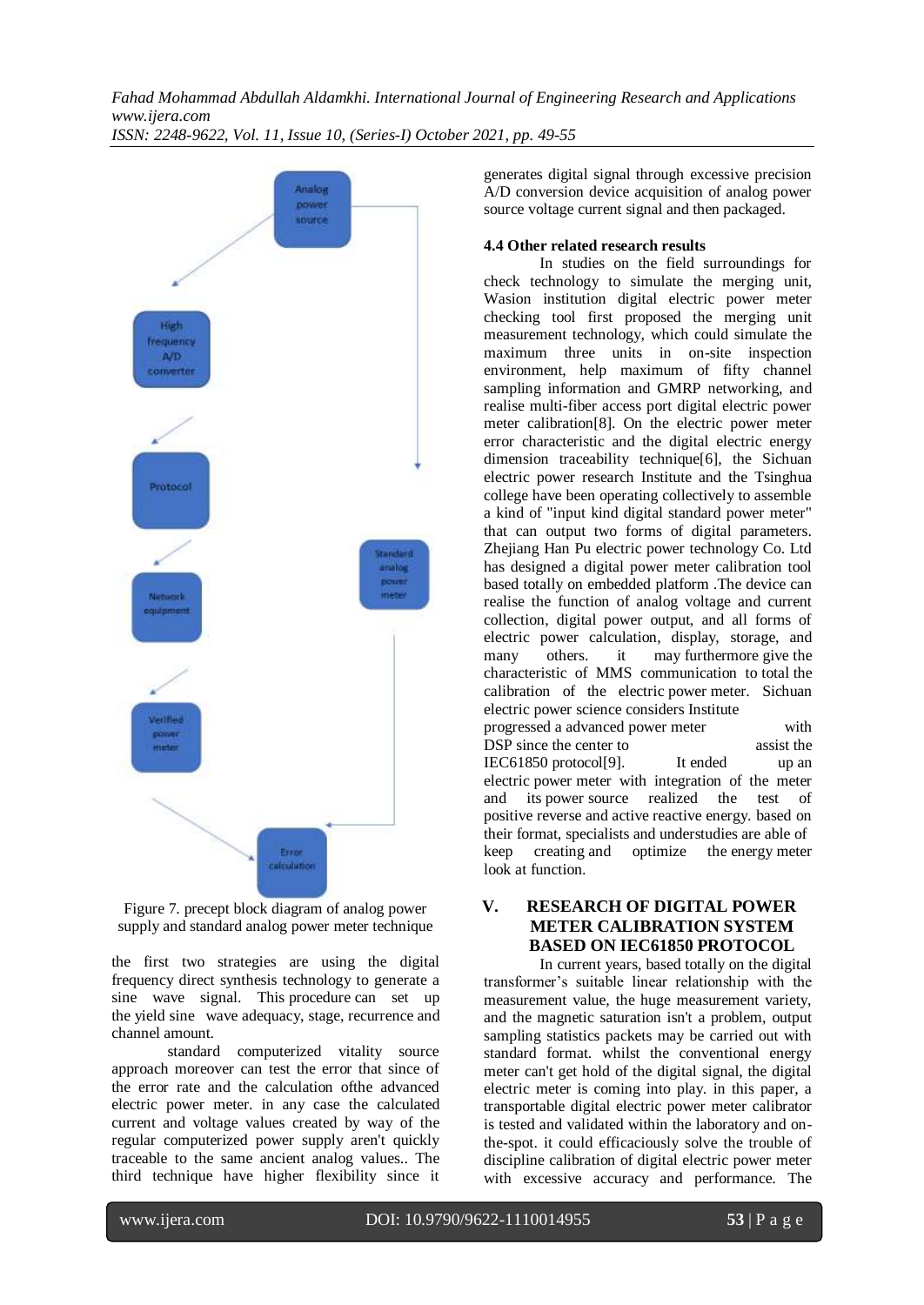Figure 7. precept block diagram of analog power supply and standard analog power meter technique

the first two strategies are using the digital frequency direct synthesis technology to generate a sine wave signal. This procedure can set up the yield sine wave adequacy, stage, recurrence and channel amount.

standard computerized vitality source approach moreover can test the error that since of the error rate and the calculation ofthe advanced electric power meter. in any case the calculated current and voltage values created by way of the regular computerized power supply aren't quickly traceable to the same ancient analog values.. The third technique have higher flexibility since it generates digital signal through excessive precision A/D conversion device acquisition of analog power source voltage current signal and then packaged.

### 4.4 Other related research results

In studies on the field surroundings for check technology to simulate the merging unit, Wasion institution digital electric power meter checking tool first proposed the merging unit measurement technology, which could simulate the maximum three units in on-site inspection environment, help maximum of fifty channel sampling information and GMRP networking, and realise multi-fiber access port digital electric power meter calibration[8]. On the electric power meter error characteristic and the digital electric energy dimension traceability technique[6], the Sichuan electric power research Institute and the Tsinghua college have been operating collectively to assemble a kind of "input kind digital standard power meter" that can output two forms of digital parameters. Zhejiang Han Pu electric power technology Co. Ltd has designed a digital power meter calibration tool based totally on embedded platform .The device can realise the function of analog voltage and current collection, digital power output, and all forms of electric power calculation, display, storage, and many others. it may furthermore give the characteristic of MMS communication to total the calibration of the electric power meter. Sichuan electric power science considers Institute progressed a advanced power meter with DSP since the center to assist the IEC61850 protocol[9]. It ended up an electric power meter with integration of the meter and its power source realized the test of positive reverse and active reactive energy. based on their format, specialists and understudies are able of keep creating and optimize the energy meter look at function.

## V. RESEARCH OF DIGITAL POWER METER CALIBRATION SYSTEM BASED ON IEC61850 PROTOCOL

In current years, based totally on the digital transformer's suitable linear relationship with the measurement value, the huge measurement variety, and the magnetic saturation isn't a problem, output sampling statistics packets may be carried out with standard format. whilst the conventional energy meter can't get hold of the digital signal, the digital electric meter is coming into play. in this paper, a transportable digital electric power meter calibrator is tested and validated within the laboratory and on-the-spot. it could efficaciously solve the trouble of discipline calibration of digital electric power meter with excessive accuracy and performance. The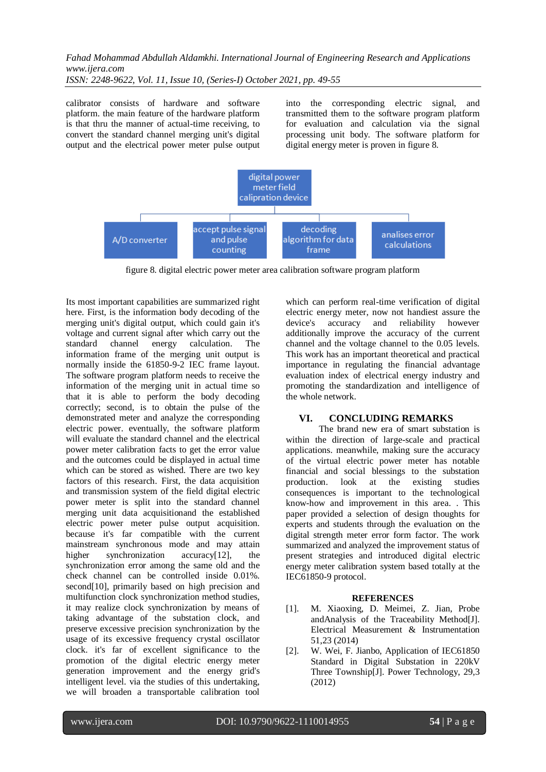calibrator consists of hardware and software platform. the main feature of the hardware platform is that thru the manner of actual-time receiving, to convert the standard channel merging unit's digital output and the electrical power meter pulse output into the corresponding electric signal, and transmitted them to the software program platform for evaluation and calculation via the signal processing unit body. The software platform for digital energy meter is proven in figure 8.

digital power meter field calipration device

A/D converter | accept pulse signal and pulse counting | decoding algorithm for data frame | analises error calculations

figure 8. digital electric power meter area calibration software program platform

Its most important capabilities are summarized right here. First, is the information body decoding of the merging unit's digital output, which could gain it's voltage and current signal after which carry out the standard channel energy calculation. The information frame of the merging unit output is normally inside the 61850-9-2 IEC frame layout. The software program platform needs to receive the information of the merging unit in actual time so that it is able to perform the body decoding correctly; second, is to obtain the pulse of the demonstrated meter and analyze the corresponding electric power. eventually, the software platform will evaluate the standard channel and the electrical power meter calibration facts to get the error value and the outcomes could be displayed in actual time which can be stored as wished. There are two key factors of this research. First, the data acquisition and transmission system of the field digital electric power meter is split into the standard channel merging unit data acquisitionand the established electric power meter pulse output acquisition. because it's far compatible with the current mainstream synchronous mode and may attain higher synchronization accuracy[12], the synchronization error among the same old and the check channel can be controlled inside 0.01%. second[10], primarily based on high precision and multifunction clock synchronization method studies, it may realize clock synchronization by means of taking advantage of the substation clock, and preserve excessive precision synchronization by the usage of its excessive frequency crystal oscillator clock. it's far of excellent significance to the promotion of the digital electric energy meter generation improvement and the energy grid's intelligent level. via the studies of this undertaking, we will broaden a transportable calibration tool which can perform real-time verification of digital electric energy meter, now not handiest assure the device's accuracy and reliability however additionally improve the accuracy of the current channel and the voltage channel to the 0.05 levels. This work has an important theoretical and practical importance in regulating the financial advantage evaluation index of electrical energy industry and promoting the standardization and intelligence of the whole network.

## VI. CONCLUDING REMARKS

The brand new era of smart substation is within the direction of large-scale and practical applications. meanwhile, making sure the accuracy of the virtual electric power meter has notable financial and social blessings to the substation production. look at the existing studies consequences is important to the technological know-how and improvement in this area. . This paper provided a selection of design thoughts for experts and students through the evaluation on the digital strength meter error form factor. The work summarized and analyzed the improvement status of present strategies and introduced digital electric energy meter calibration system based totally at the IEC61850-9 protocol.

## REFERENCES

[1]. M. Xiaoxing, D. Meimei, Z. Jian, Probe andAnalysis of the Traceability Method[J]. Electrical Measurement & Instrumentation 51,23 (2014)

[2]. W. Wei, F. Jianbo, Application of IEC61850 Standard in Digital Substation in 220kV Three Township[J]. Power Technology, 29,3 (2012)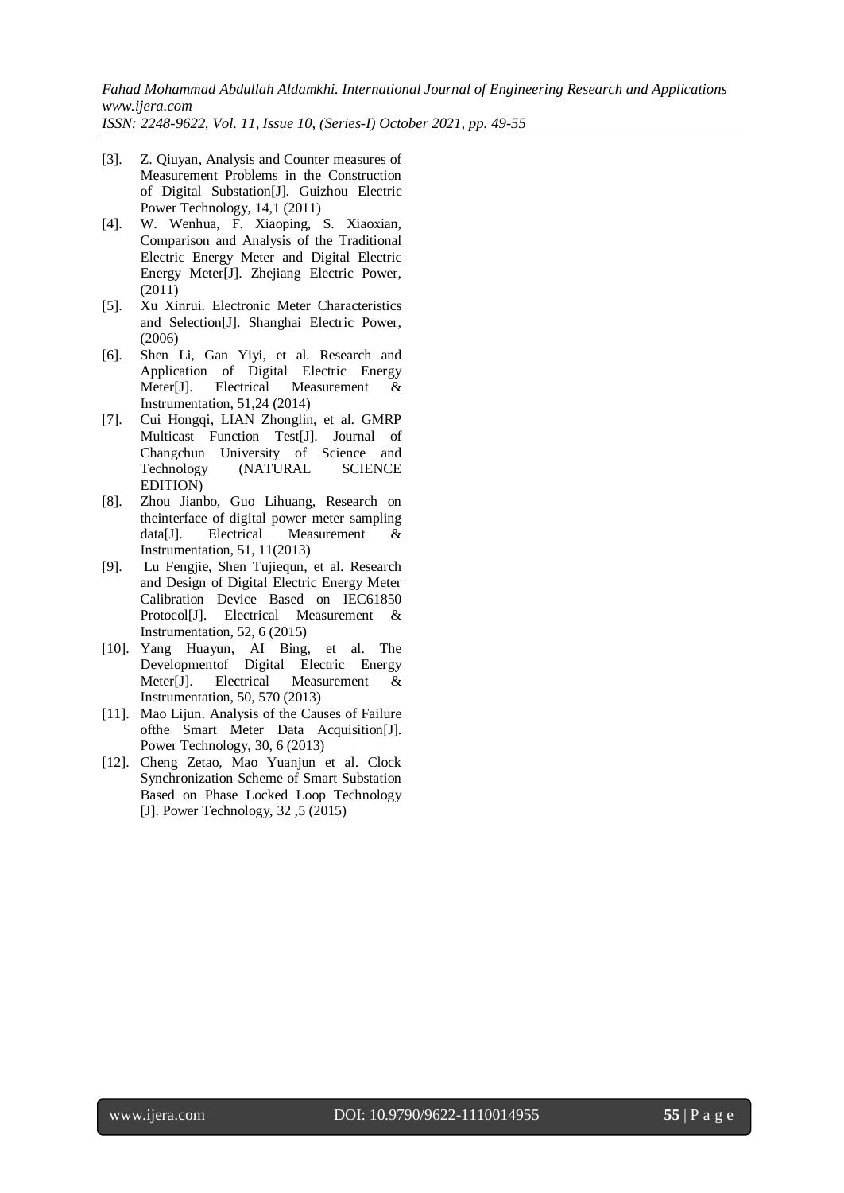[3]. Z. Qiuyan, Analysis and Counter measures of Measurement Problems in the Construction of Digital Substation[J]. Guizhou Electric Power Technology, 14,1 (2011)

[4]. W. Wenhua, F. Xiaoping, S. Xiaoxian, Comparison and Analysis of the Traditional Electric Energy Meter and Digital Electric Energy Meter[J]. Zhejiang Electric Power, (2011)

[5]. Xu Xinrui. Electronic Meter Characteristics and Selection[J]. Shanghai Electric Power, (2006)

[6]. Shen Li, Gan Yiyi, et al. Research and Application of Digital Electric Energy Meter[J]. Electrical Measurement & Instrumentation, 51,24 (2014)

[7]. Cui Hongqi, LIAN Zhonglin, et al. GMRP Multicast Function Test[J]. Journal of Changchun University of Science and Technology (NATURAL SCIENCE EDITION)

[8]. Zhou Jianbo, Guo Lihuang, Research on theinterface of digital power meter sampling data[J]. Electrical Measurement & Instrumentation, 51, 11(2013)

[9]. Lu Fengjie, Shen Tujiequn, et al. Research and Design of Digital Electric Energy Meter Calibration Device Based on IEC61850 Protocol[J]. Electrical Measurement & Instrumentation, 52, 6 (2015)

[10]. Yang Huayun, AI Bing, et al. The Developmentof Digital Electric Energy Meter[J]. Electrical Measurement & Instrumentation, 50, 570 (2013)

[11]. Mao Lijun. Analysis of the Causes of Failure ofthe Smart Meter Data Acquisition[J]. Power Technology, 30, 6 (2013)

[12]. Cheng Zetao, Mao Yuanjun et al. Clock Synchronization Scheme of Smart Substation Based on Phase Locked Loop Technology [J]. Power Technology, 32 ,5 (2015)